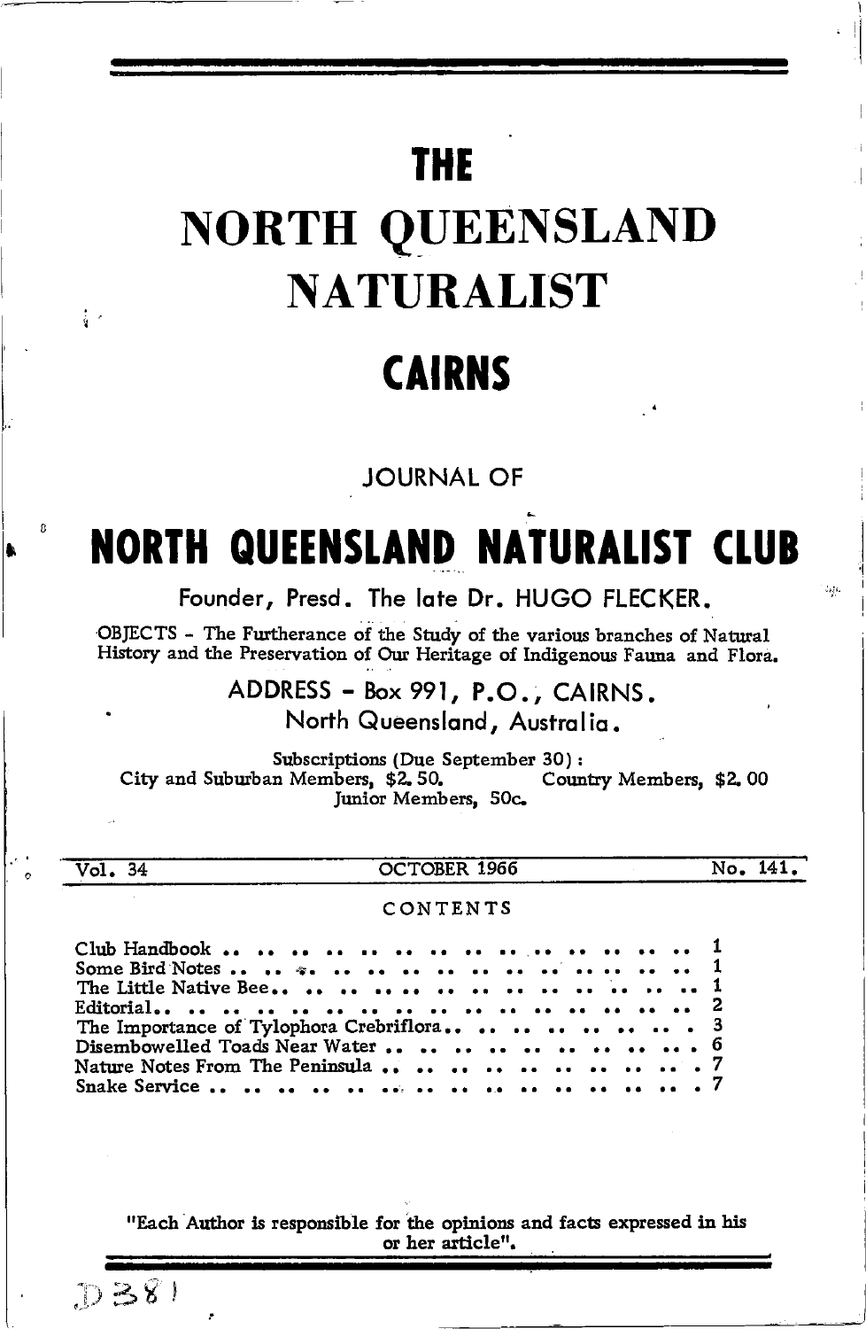# THE

# NORTH QUEENSLAND NATURALIST

# CAIRNS

JOURNAL OF

# NORTH QUEENSLAND NATURALIST CLUB

Founder, Presd. The late Dr. HUGO FLECKER.

OBJECTS - The Furtherance of the Study of the various branches of Natural History and the Preservation of Our Heritage of Indigenous Fauna and Flora.

ADDRESS - Box 991, P.O., CAIRNS.
North Queensland, Australia.

Subscriptions (Due September 30):
City and Suburban Members, $2.50. Country Members, $2.00
Junior Members, 50c.

Vol. 34 — OCTOBER 1966 — No. 141.

CONTENTS

| | |
|---|---|
| Club Handbook | 1 |
| Some Bird Notes | 1 |
| The Little Native Bee | 1 |
| Editorial | 2 |
| The Importance of Tylophora Crebriflora | 3 |
| Disembowelled Toads Near Water | 6 |
| Nature Notes From The Peninsula | 7 |
| Snake Service | 7 |

"Each Author is responsible for the opinions and facts expressed in his or her article".

D381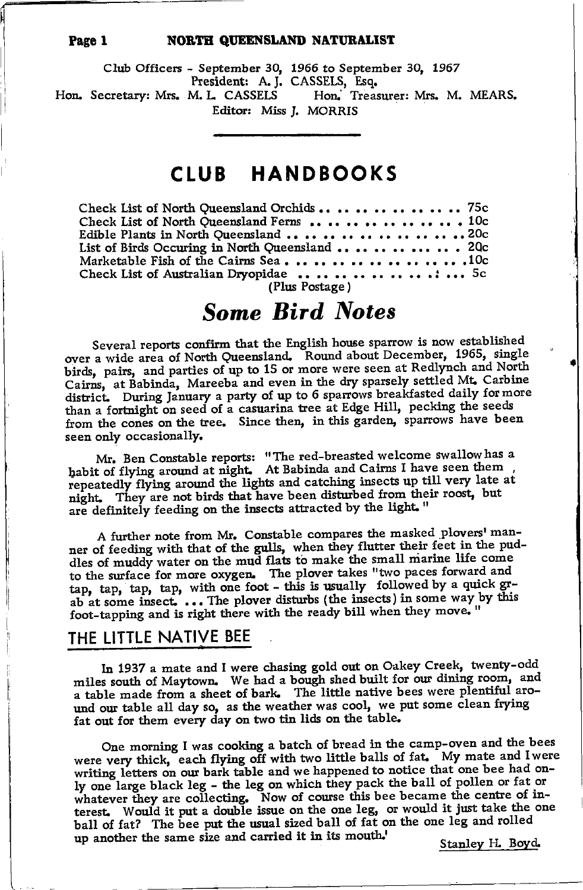Club Officers - September 30, 1966 to September 30, 1967
President: A. J. CASSELS, Esq.
Hon. Secretary: Mrs. M. L. CASSELS Hon. Treasurer: Mrs. M. MEARS.
Editor: Miss J. MORRIS

# CLUB HANDBOOKS

Check List of North Queensland Orchids . . . . . . . . . . . . . 75c
Check List of North Queensland Ferns . . . . . . . . . . . . . . 10c
Edible Plants in North Queensland . . . . . . . . . . . . . . . . 20c
List of Birds Occuring in North Queensland . . . . . . . . . . . 20c
Marketable Fish of the Cairns Sea . . . . . . . . . . . . . . . . 10c
Check List of Australian Dryopidae . . . . . . . . . . . . . . . . 5c
(Plus Postage)

# *Some Bird Notes*

Several reports confirm that the English house sparrow is now established over a wide area of North Queensland. Round about December, 1965, single birds, pairs, and parties of up to 15 or more were seen at Redlynch and North Cairns, at Babinda, Mareeba and even in the dry sparsely settled Mt. Carbine district. During January a party of up to 6 sparrows breakfasted daily for more than a fortnight on seed of a casuarina tree at Edge Hill, pecking the seeds from the cones on the tree. Since then, in this garden, sparrows have been seen only occasionally.

Mr. Ben Constable reports: "The red-breasted welcome swallow has a habit of flying around at night. At Babinda and Cairns I have seen them, repeatedly flying around the lights and catching insects up till very late at night. They are not birds that have been disturbed from their roost, but are definitely feeding on the insects attracted by the light."

A further note from Mr. Constable compares the masked plovers' manner of feeding with that of the gulls, when they flutter their feet in the puddles of muddy water on the mud flats to make the small marine life come to the surface for more oxygen. The plover takes "two paces forward and tap, tap, tap, tap, with one foot - this is usually followed by a quick grab at some insect. ... The plover disturbs (the insects) in some way by this foot-tapping and is right there with the ready bill when they move."

## THE LITTLE NATIVE BEE

In 1937 a mate and I were chasing gold out on Oakey Creek, twenty-odd miles south of Maytown. We had a bough shed built for our dining room, and a table made from a sheet of bark. The little native bees were plentiful around our table all day so, as the weather was cool, we put some clean frying fat out for them every day on two tin lids on the table.

One morning I was cooking a batch of bread in the camp-oven and the bees were very thick, each flying off with two little balls of fat. My mate and I were writing letters on our bark table and we happened to notice that one bee had only one large black leg - the leg on which they pack the ball of pollen or fat or whatever they are collecting. Now of course this bee became the centre of interest. Would it put a double issue on the one leg, or would it just take the one ball of fat? The bee put the usual sized ball of fat on the one leg and rolled up another the same size and carried it in its mouth.'

Stanley H. Boyd.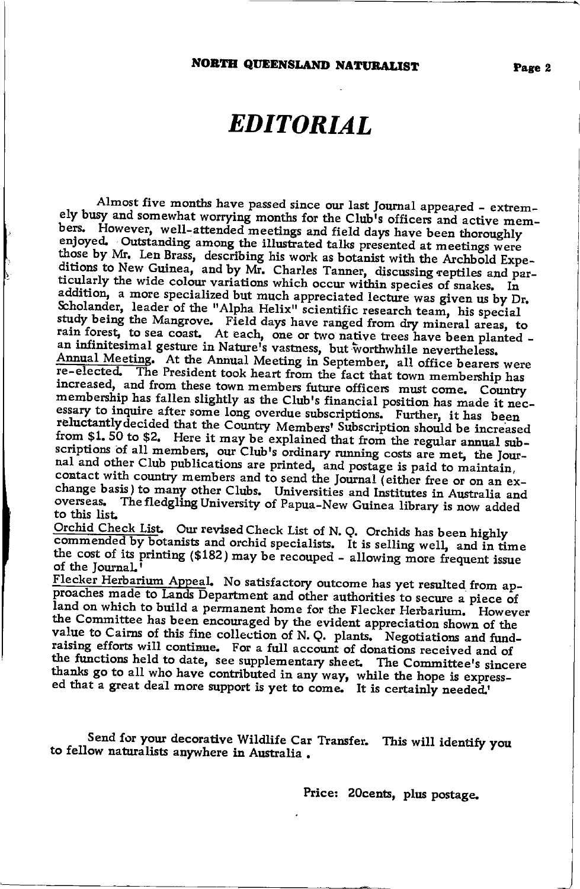# EDITORIAL

Almost five months have passed since our last Journal appeared - extremely busy and somewhat worrying months for the Club's officers and active members. However, well-attended meetings and field days have been thoroughly enjoyed. Outstanding among the illustrated talks presented at meetings were those by Mr. Len Brass, describing his work as botanist with the Archbold Expeditions to New Guinea, and by Mr. Charles Tanner, discussing reptiles and particularly the wide colour variations which occur within species of snakes. In addition, a more specialized but much appreciated lecture was given us by Dr. Scholander, leader of the "Alpha Helix" scientific research team, his special study being the Mangrove. Field days have ranged from dry mineral areas, to rain forest, to sea coast. At each, one or two native trees have been planted - an infinitesimal gesture in Nature's vastness, but worthwhile nevertheless.

Annual Meeting. At the Annual Meeting in September, all office bearers were re-elected. The President took heart from the fact that town membership has increased, and from these town members future officers must come. Country membership has fallen slightly as the Club's financial position has made it necessary to inquire after some long overdue subscriptions. Further, it has been reluctantly decided that the Country Members' Subscription should be increased from $1.50 to $2. Here it may be explained that from the regular annual subscriptions of all members, our Club's ordinary running costs are met, the Journal and other Club publications are printed, and postage is paid to maintain contact with country members and to send the Journal (either free or on an exchange basis) to many other Clubs. Universities and Institutes in Australia and overseas. The fledgling University of Papua-New Guinea library is now added to this list.

Orchid Check List. Our revised Check List of N. Q. Orchids has been highly commended by botanists and orchid specialists. It is selling well, and in time the cost of its printing ($182) may be recouped - allowing more frequent issue of the Journal.'

Flecker Herbarium Appeal. No satisfactory outcome has yet resulted from approaches made to Lands Department and other authorities to secure a piece of land on which to build a permanent home for the Flecker Herbarium. However the Committee has been encouraged by the evident appreciation shown of the value to Cairns of this fine collection of N. Q. plants. Negotiations and fund-raising efforts will continue. For a full account of donations received and of the functions held to date, see supplementary sheet. The Committee's sincere thanks go to all who have contributed in any way, while the hope is expressed that a great deal more support is yet to come. It is certainly needed.'

Send for your decorative Wildlife Car Transfer. This will identify you to fellow naturalists anywhere in Australia.

Price: 20cents, plus postage.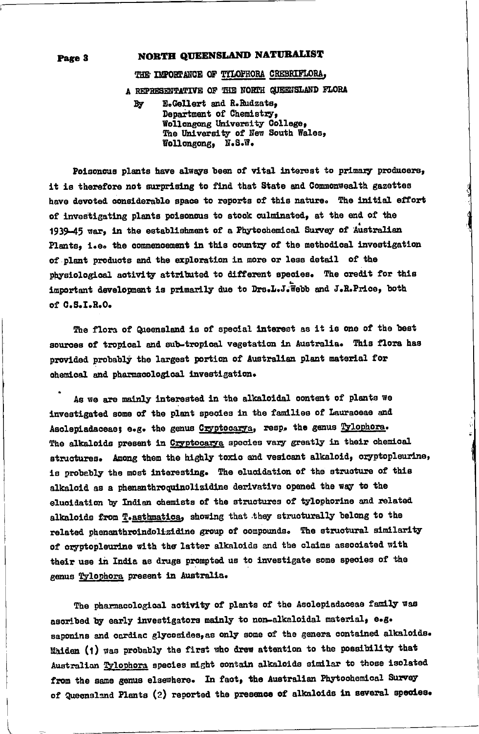## THE IMPORTANCE OF TYLOPHORA CREBRIFLORA,

### A REPRESENTATIVE OF THE NORTH QUEENSLAND FLORA

By E.Gellert and R.Rudzats,
Department of Chemistry,
Wollongong University College,
The University of New South Wales,
Wollongong, N.S.W.

Poisonous plants have always been of vital interest to primary producers, it is therefore not surprising to find that State and Commonwealth gazettes have devoted considerable space to reports of this nature. The initial effort of investigating plants poisonous to stock culminated, at the end of the 1939-45 war, in the establishment of a Phytochemical Survey of Australian Plants, i.e. the commencement in this country of the methodical investigation of plant products and the exploration in more or less detail of the physiological activity attributed to different species. The credit for this important development is primarily due to Drs.L.J.Webb and J.R.Price, both of C.S.I.R.O.

The flora of Queensland is of special interest as it is one of the best sources of tropical and sub-tropical vegetation in Australia. This flora has provided probably the largest portion of Australian plant material for chemical and pharmacological investigation.

As we are mainly interested in the alkaloidal content of plants we investigated some of the plant species in the families of Lauraceae and Asclepiadaceae; e.g. the genus *Cryptocarya*, resp. the genus *Tylophora*. The alkaloids present in *Cryptocarya* species vary greatly in their chemical structures. Among them the highly toxic and vesicant alkaloid, cryptopleurine, is probably the most interesting. The elucidation of the structure of this alkaloid as a phenanthroquinolizidine derivative opened the way to the elucidation by Indian chemists of the structures of tylophorine and related alkaloids from *T.asthmatica*, showing that they structurally belong to the related phenanthroindolizidine group of compounds. The structural similarity of cryptopleurine with the latter alkaloids and the claims associated with their use in India as drugs prompted us to investigate some species of the genus *Tylophora* present in Australia.

The pharmacological activity of plants of the Asclepiadaceae family was ascribed by early investigators mainly to non-alkaloidal material, e.g. saponins and cardiac glycosides, as only some of the genera contained alkaloids. Maiden (1) was probably the first who drew attention to the possibility that Australian *Tylophora* species might contain alkaloids similar to those isolated from the same genus elsewhere. In fact, the Australian Phytochemical Survey of Queensland Plants (2) reported the presence of alkaloids in several species.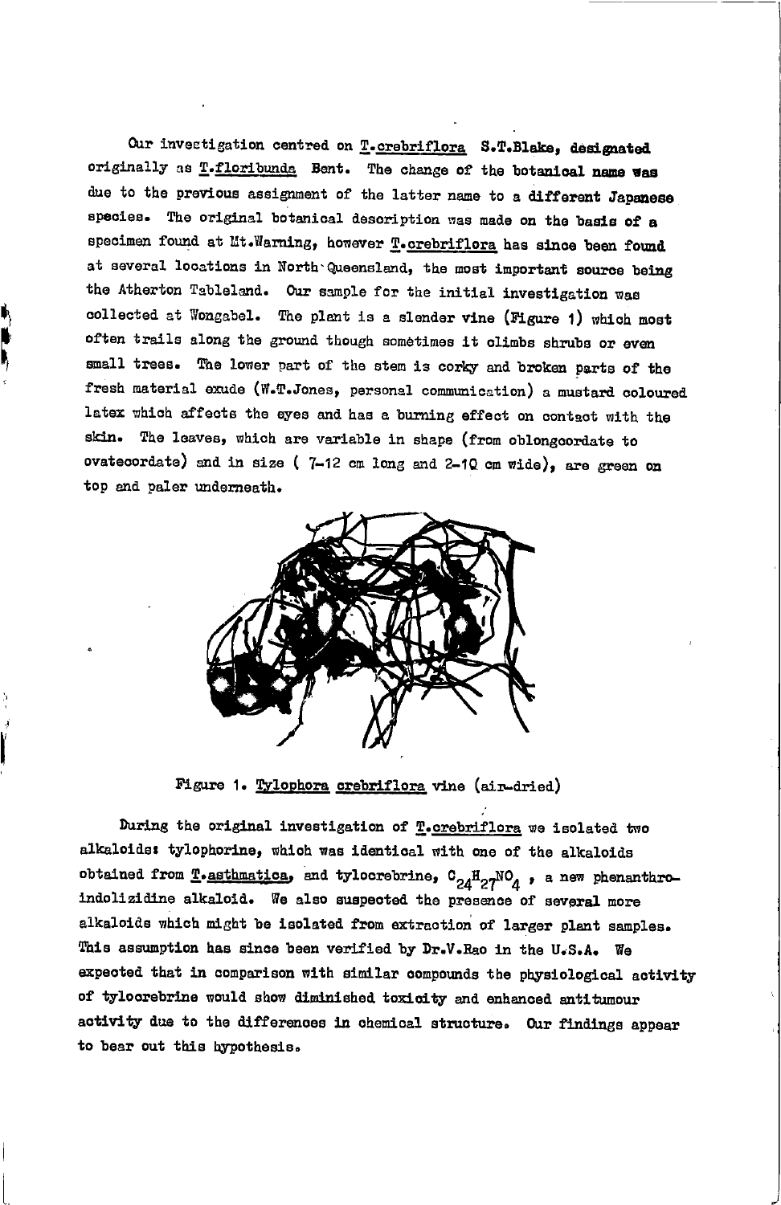Our investigation centred on T.crebriflora S.T.Blake, designated originally as T.floribunda Bent. The change of the botanical name was due to the previous assignment of the latter name to a different Japanese species. The original botanical description was made on the basis of a specimen found at Mt.Warning, however T.crebriflora has since been found at several locations in North Queensland, the most important source being the Atherton Tableland. Our sample for the initial investigation was collected at Wongabel. The plant is a slender vine (Figure 1) which most often trails along the ground though sometimes it climbs shrubs or even small trees. The lower part of the stem is corky and broken parts of the fresh material exude (W.T.Jones, personal communication) a mustard coloured latex which affects the eyes and has a burning effect on contact with the skin. The leaves, which are variable in shape (from oblongcordate to ovatecordate) and in size ( 7-12 cm long and 2-10 cm wide), are green on top and paler underneath.

Figure 1. Tylophora crebriflora vine (air-dried)

During the original investigation of T.crebriflora we isolated two alkaloids: tylophorine, which was identical with one of the alkaloids obtained from T.asthmatica, and tylocrebrine, $C_{24}H_{27}NO_4$ , a new phenanthroindolizidine alkaloid. We also suspected the presence of several more alkaloids which might be isolated from extraction of larger plant samples. This assumption has since been verified by Dr.V.Rao in the U.S.A. We expected that in comparison with similar compounds the physiological activity of tylocrebrine would show diminished toxicity and enhanced antitumour activity due to the differences in chemical structure. Our findings appear to bear out this hypothesis.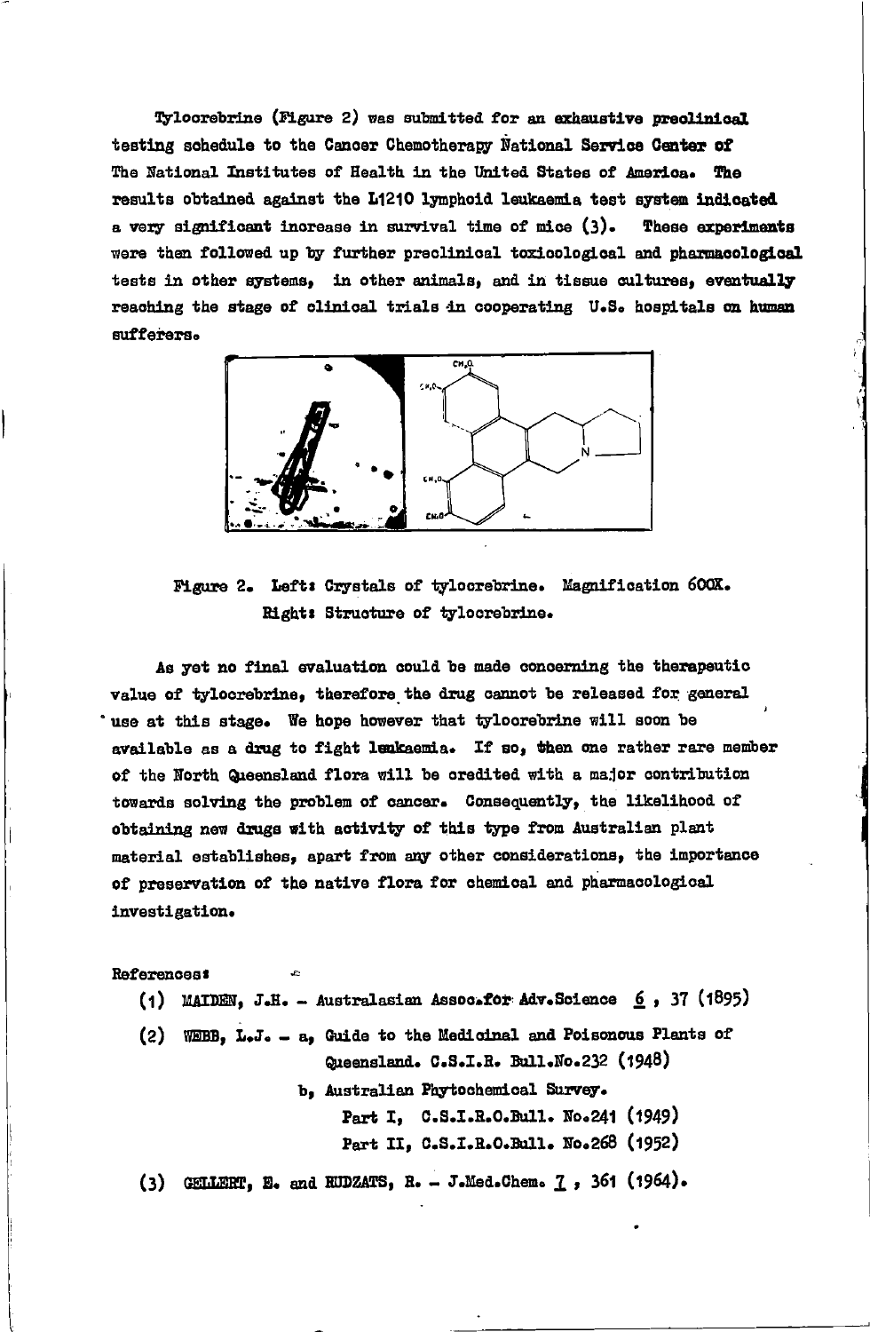Tylocrebrine (Figure 2) was submitted for an exhaustive preclinical testing schedule to the Cancer Chemotherapy National Service Center of The National Institutes of Health in the United States of America. The results obtained against the L1210 lymphoid leukaemia test system indicated a very significant increase in survival time of mice (3). These experiments were then followed up by further preclinical toxicological and pharmacological tests in other systems, in other animals, and in tissue cultures, eventually reaching the stage of clinical trials in cooperating U.S. hospitals on human sufferers.

Figure 2. Left: Crystals of tylocrebrine. Magnification 600X.
Right: Structure of tylocrebrine.

As yet no final evaluation could be made concerning the therapeutic value of tylocrebrine, therefore the drug cannot be released for general use at this stage. We hope however that tylocrebrine will soon be available as a drug to fight leukaemia. If so, then one rather rare member of the North Queensland flora will be credited with a major contribution towards solving the problem of cancer. Consequently, the likelihood of obtaining new drugs with activity of this type from Australian plant material establishes, apart from any other considerations, the importance of preservation of the native flora for chemical and pharmacological investigation.

References:

(1) MAIDEN, J.H. - Australasian Assoc.for Adv.Science 6, 37 (1895)

(2) WEBB, L.J. - a, Guide to the Medicinal and Poisonous Plants of Queensland. C.S.I.R. Bull.No.232 (1948)

b, Australian Phytochemical Survey.
Part I, C.S.I.R.O.Bull. No.241 (1949)
Part II, C.S.I.R.O.Bull. No.268 (1952)

(3) GELLERT, E. and RUDZATS, R. - J.Med.Chem. 7, 361 (1964).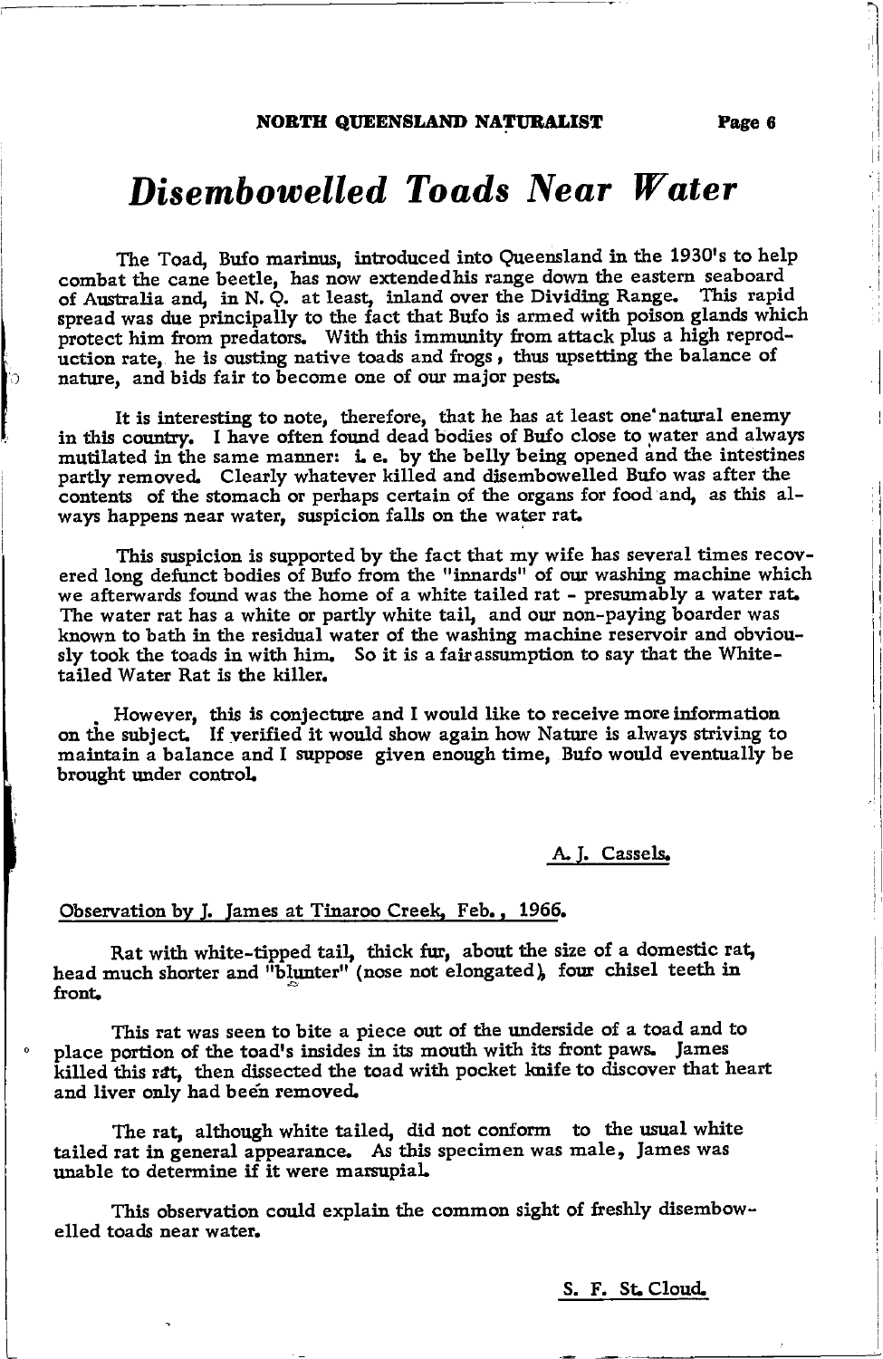# *Disembowelled Toads Near Water*

The Toad, Bufo marinus, introduced into Queensland in the 1930's to help combat the cane beetle, has now extendedhis range down the eastern seaboard of Australia and, in N. Q. at least, inland over the Dividing Range. This rapid spread was due principally to the fact that Bufo is armed with poison glands which protect him from predators. With this immunity from attack plus a high reproduction rate, he is ousting native toads and frogs, thus upsetting the balance of nature, and bids fair to become one of our major pests.

It is interesting to note, therefore, that he has at least one natural enemy in this country. I have often found dead bodies of Bufo close to water and always mutilated in the same manner: i. e. by the belly being opened and the intestines partly removed. Clearly whatever killed and disembowelled Bufo was after the contents of the stomach or perhaps certain of the organs for food and, as this always happens near water, suspicion falls on the water rat.

This suspicion is supported by the fact that my wife has several times recovered long defunct bodies of Bufo from the "innards" of our washing machine which we afterwards found was the home of a white tailed rat - presumably a water rat. The water rat has a white or partly white tail, and our non-paying boarder was known to bath in the residual water of the washing machine reservoir and obviously took the toads in with him. So it is a fair assumption to say that the White-tailed Water Rat is the killer.

However, this is conjecture and I would like to receive more information on the subject. If verified it would show again how Nature is always striving to maintain a balance and I suppose given enough time, Bufo would eventually be brought under control.

A. J. Cassels.

Observation by J. James at Tinaroo Creek, Feb., 1966.

Rat with white-tipped tail, thick fur, about the size of a domestic rat, head much shorter and "blunter" (nose not elongated), four chisel teeth in front.

This rat was seen to bite a piece out of the underside of a toad and to place portion of the toad's insides in its mouth with its front paws. James killed this rat, then dissected the toad with pocket knife to discover that heart and liver only had been removed.

The rat, although white tailed, did not conform to the usual white tailed rat in general appearance. As this specimen was male, James was unable to determine if it were marsupial.

This observation could explain the common sight of freshly disembowelled toads near water.

S. F. St. Cloud.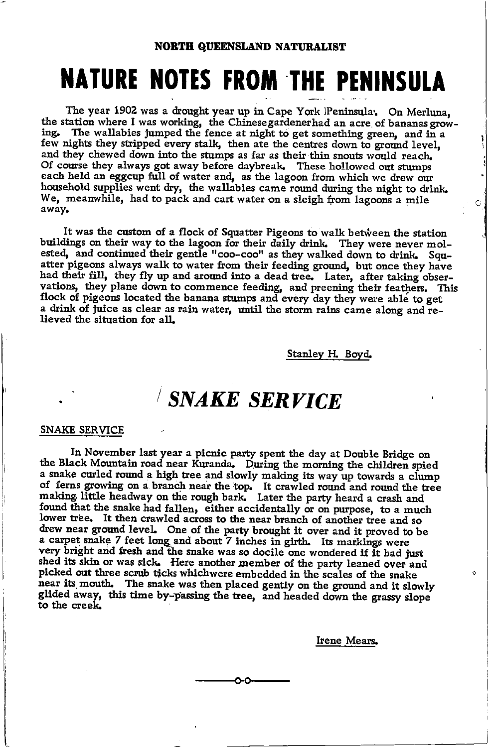NORTH QUEENSLAND NATURALIST

# NATURE NOTES FROM THE PENINSULA

The year 1902 was a drought year up in Cape York Peninsula. On Merluna, the station where I was working, the Chinese gardener had an acre of bananas growing. The wallabies jumped the fence at night to get something green, and in a few nights they stripped every stalk, then ate the centres down to ground level, and they chewed down into the stumps as far as their thin snouts would reach. Of course they always got away before daybreak. These hollowed out stumps each held an eggcup full of water and, as the lagoon from which we drew our household supplies went dry, the wallabies came round during the night to drink. We, meanwhile, had to pack and cart water on a sleigh from lagoons a mile away.

It was the custom of a flock of Squatter Pigeons to walk between the station buildings on their way to the lagoon for their daily drink. They were never molested, and continued their gentle "coo-coo" as they walked down to drink. Squatter pigeons always walk to water from their feeding ground, but once they have had their fill, they fly up and around into a dead tree. Later, after taking observations, they plane down to commence feeding, and preening their feathers. This flock of pigeons located the banana stumps and every day they were able to get a drink of juice as clear as rain water, until the storm rains came along and relieved the situation for all.

Stanley H. Boyd.

# SNAKE SERVICE

SNAKE SERVICE

In November last year a picnic party spent the day at Double Bridge on the Black Mountain road near Kuranda. During the morning the children spied a snake curled round a high tree and slowly making its way up towards a clump of ferns growing on a branch near the top. It crawled round and round the tree making little headway on the rough bark. Later the party heard a crash and found that the snake had fallen, either accidentally or on purpose, to a much lower tree. It then crawled across to the near branch of another tree and so drew near ground level. One of the party brought it over and it proved to be a carpet snake 7 feet long and about 7 inches in girth. Its markings were very bright and fresh and the snake was so docile one wondered if it had just shed its skin or was sick. Here another member of the party leaned over and picked out three scrub ticks which were embedded in the scales of the snake near its mouth. The snake was then placed gently on the ground and it slowly glided away, this time by-passing the tree, and headed down the grassy slope to the creek.

Irene Mears.

o-o